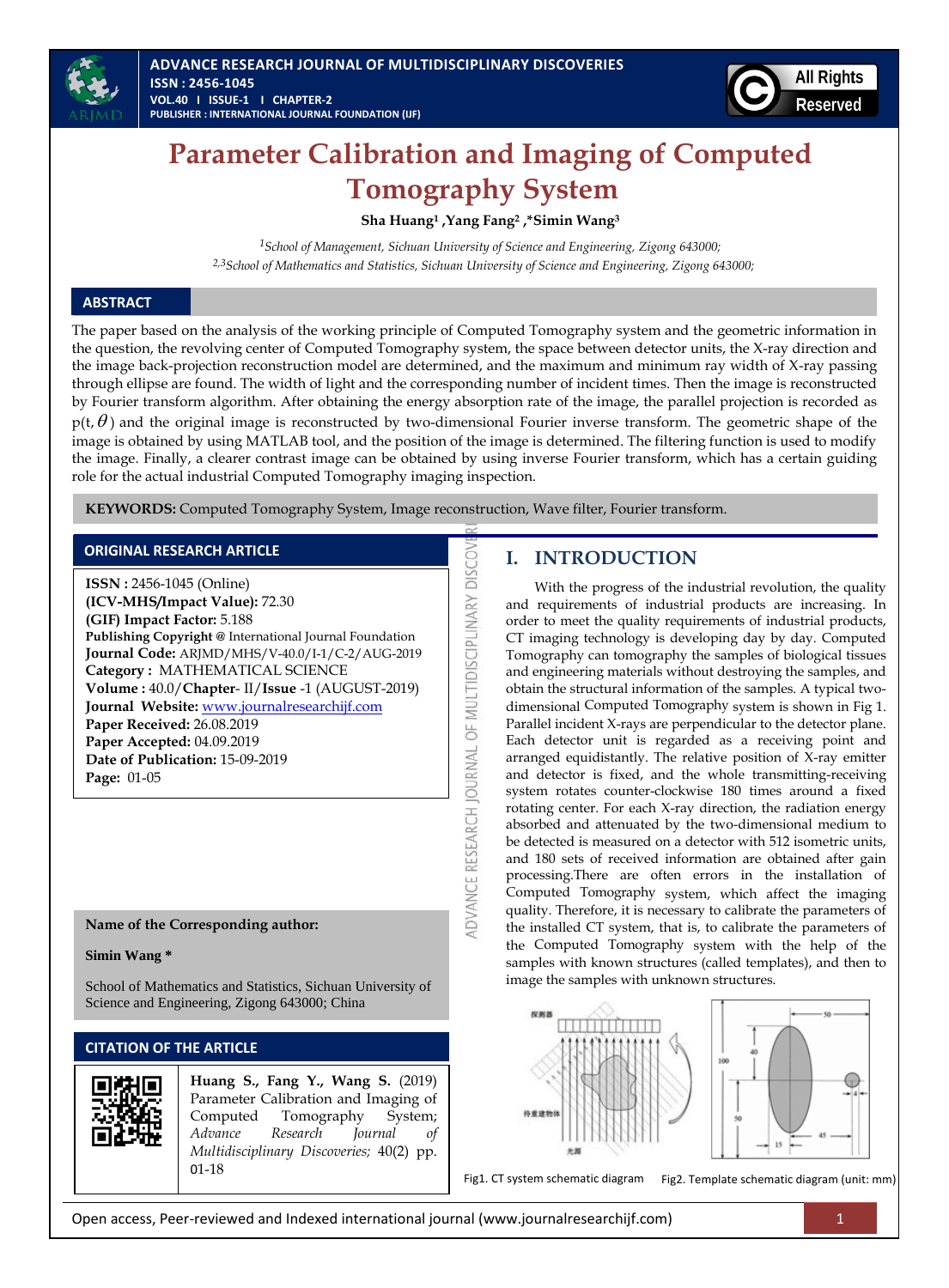# Parameter Calibration and Imaging of Computed Tomography System

**Sha Huang[1], Yang Fang[2], *Simin Wang[3]**

[1]*School of Management, Sichuan University of Science and Engineering, Zigong 643000;*
[2,3]*School of Mathematics and Statistics, Sichuan University of Science and Engineering, Zigong 643000;*

## ABSTRACT

The paper based on the analysis of the working principle of Computed Tomography system and the geometric information in the question, the revolving center of Computed Tomography system, the space between detector units, the X-ray direction and the image back-projection reconstruction model are determined, and the maximum and minimum ray width of X-ray passing through ellipse are found. The width of light and the corresponding number of incident times. Then the image is reconstructed by Fourier transform algorithm. After obtaining the energy absorption rate of the image, the parallel projection is recorded as $p(t,\theta)$ and the original image is reconstructed by two-dimensional Fourier inverse transform. The geometric shape of the image is obtained by using MATLAB tool, and the position of the image is determined. The filtering function is used to modify the image. Finally, a clearer contrast image can be obtained by using inverse Fourier transform, which has a certain guiding role for the actual industrial Computed Tomography imaging inspection.

**KEYWORDS:** Computed Tomography System, Image reconstruction, Wave filter, Fourier transform.

## ORIGINAL RESEARCH ARTICLE

**ISSN :** 2456-1045 (Online)
**(ICV-MHS/Impact Value):** 72.30
**(GIF) Impact Factor:** 5.188
**Publishing Copyright @** International Journal Foundation
**Journal Code:** ARJMD/MHS/V-40.0/I-1/C-2/AUG-2019
**Category :** MATHEMATICAL SCIENCE
**Volume :** 40.0/**Chapter**- II/**Issue** -1 (AUGUST-2019)
**Journal Website:** www.journalresearchijf.com
**Paper Received:** 26.08.2019
**Paper Accepted:** 04.09.2019
**Date of Publication:** 15-09-2019
**Page:** 01-05

**Name of the Corresponding author:**

**Simin Wang ***

School of Mathematics and Statistics, Sichuan University of Science and Engineering, Zigong 643000; China

## CITATION OF THE ARTICLE

**Huang S., Fang Y., Wang S.** (2019) Parameter Calibration and Imaging of Computed Tomography System; *Advance Research Journal of Multidisciplinary Discoveries;* 40(2) pp. 01-18

## I. INTRODUCTION

With the progress of the industrial revolution, the quality and requirements of industrial products are increasing. In order to meet the quality requirements of industrial products, CT imaging technology is developing day by day. Computed Tomography can tomography the samples of biological tissues and engineering materials without destroying the samples, and obtain the structural information of the samples. A typical two-dimensional Computed Tomography system is shown in Fig 1. Parallel incident X-rays are perpendicular to the detector plane. Each detector unit is regarded as a receiving point and arranged equidistantly. The relative position of X-ray emitter and detector is fixed, and the whole transmitting-receiving system rotates counter-clockwise 180 times around a fixed rotating center. For each X-ray direction, the radiation energy absorbed and attenuated by the two-dimensional medium to be detected is measured on a detector with 512 isometric units, and 180 sets of received information are obtained after gain processing.There are often errors in the installation of Computed Tomography system, which affect the imaging quality. Therefore, it is necessary to calibrate the parameters of the installed CT system, that is, to calibrate the parameters of the Computed Tomography system with the help of the samples with known structures (called templates), and then to image the samples with unknown structures.

Fig1. CT system schematic diagram

Fig2. Template schematic diagram (unit: mm)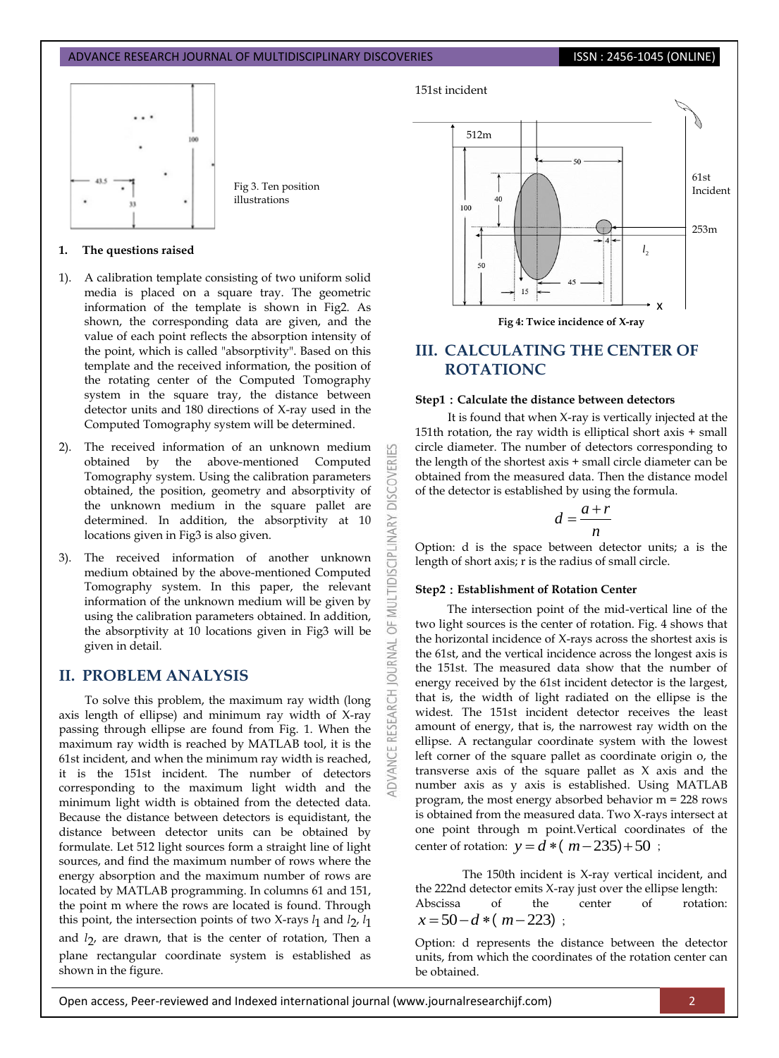Fig 3. Ten position illustrations

## 1. The questions raised

1). A calibration template consisting of two uniform solid media is placed on a square tray. The geometric information of the template is shown in Fig2. As shown, the corresponding data are given, and the value of each point reflects the absorption intensity of the point, which is called "absorptivity". Based on this template and the received information, the position of the rotating center of the Computed Tomography system in the square tray, the distance between detector units and 180 directions of X-ray used in the Computed Tomography system will be determined.

2). The received information of an unknown medium obtained by the above-mentioned Computed Tomography system. Using the calibration parameters obtained, the position, geometry and absorptivity of the unknown medium in the square pallet are determined. In addition, the absorptivity at 10 locations given in Fig3 is also given.

3). The received information of another unknown medium obtained by the above-mentioned Computed Tomography system. In this paper, the relevant information of the unknown medium will be given by using the calibration parameters obtained. In addition, the absorptivity at 10 locations given in Fig3 will be given in detail.

# II. PROBLEM ANALYSIS

To solve this problem, the maximum ray width (long axis length of ellipse) and minimum ray width of X-ray passing through ellipse are found from Fig. 1. When the maximum ray width is reached by MATLAB tool, it is the 61st incident, and when the minimum ray width is reached, it is the 151st incident. The number of detectors corresponding to the maximum light width and the minimum light width is obtained from the detected data. Because the distance between detectors is equidistant, the distance between detector units can be obtained by formulate. Let 512 light sources form a straight line of light sources, and find the maximum number of rows where the energy absorption and the maximum number of rows are located by MATLAB programming. In columns 61 and 151, the point m where the rows are located is found. Through this point, the intersection points of two X-rays $l_1$ and $l_2$, $l_1$ and $l_2$, are drawn, that is the center of rotation, Then a plane rectangular coordinate system is established as shown in the figure.

**Fig 4: Twice incidence of X-ray**

# III. CALCULATING THE CENTER OF ROTATIONC

### Step1：Calculate the distance between detectors

It is found that when X-ray is vertically injected at the 151th rotation, the ray width is elliptical short axis + small circle diameter. The number of detectors corresponding to the length of the shortest axis + small circle diameter can be obtained from the measured data. Then the distance model of the detector is established by using the formula.

$$d = \frac{a+r}{n}$$

Option: d is the space between detector units; a is the length of short axis; r is the radius of small circle.

### Step2：Establishment of Rotation Center

The intersection point of the mid-vertical line of the two light sources is the center of rotation. Fig. 4 shows that the horizontal incidence of X-rays across the shortest axis is the 61st, and the vertical incidence across the longest axis is the 151st. The measured data show that the number of energy received by the 61st incident detector is the largest, that is, the width of light radiated on the ellipse is the widest. The 151st incident detector receives the least amount of energy, that is, the narrowest ray width on the ellipse. A rectangular coordinate system with the lowest left corner of the square pallet as coordinate origin o, the transverse axis of the square pallet as X axis and the number axis as y axis is established. Using MATLAB program, the most energy absorbed behavior m = 228 rows is obtained from the measured data. Two X-rays intersect at one point through m point.Vertical coordinates of the center of rotation: $y = d*(m-235)+50$；

The 150th incident is X-ray vertical incident, and the 222nd detector emits X-ray just over the ellipse length: Abscissa of the center of rotation: $x = 50 - d*(m-223)$；

Option: d represents the distance between the detector units, from which the coordinates of the rotation center can be obtained.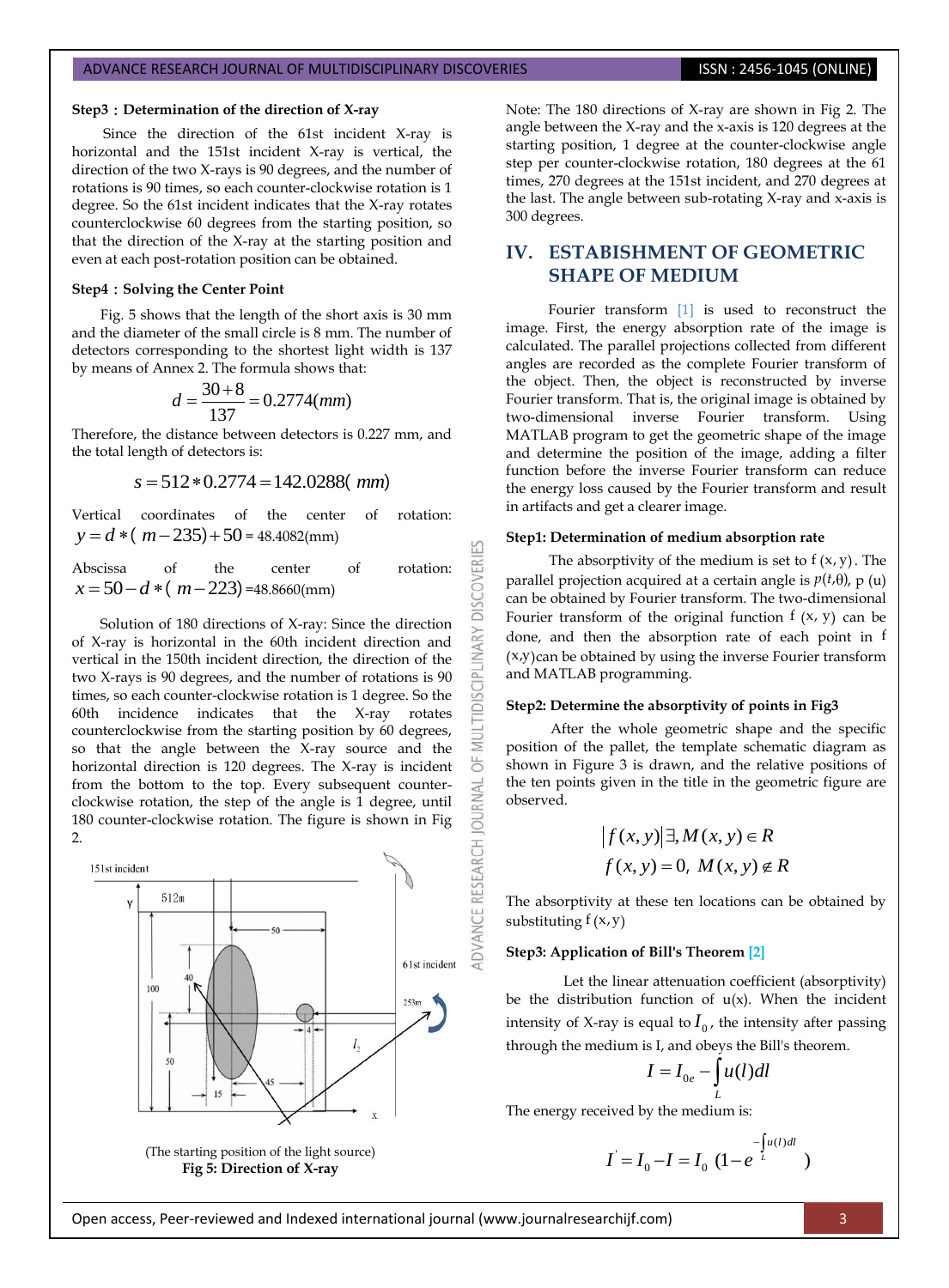**Step3：Determination of the direction of X-ray**

Since the direction of the 61st incident X-ray is horizontal and the 151st incident X-ray is vertical, the direction of the two X-rays is 90 degrees, and the number of rotations is 90 times, so each counter-clockwise rotation is 1 degree. So the 61st incident indicates that the X-ray rotates counterclockwise 60 degrees from the starting position, so that the direction of the X-ray at the starting position and even at each post-rotation position can be obtained.

**Step4：Solving the Center Point**

Fig. 5 shows that the length of the short axis is 30 mm and the diameter of the small circle is 8 mm. The number of detectors corresponding to the shortest light width is 137 by means of Annex 2. The formula shows that:

$$d = \frac{30+8}{137} = 0.2774(mm)$$

Therefore, the distance between detectors is 0.227 mm, and the total length of detectors is:

$$s = 512 * 0.2774 = 142.0288(\ mm)$$

Vertical coordinates of the center of rotation: $y = d*(\ m-235)+50$ = 48.4082(mm)

Abscissa of the center of rotation: $x = 50 - d*(\ m-223)$ =48.8660(mm)

Solution of 180 directions of X-ray: Since the direction of X-ray is horizontal in the 60th incident direction and vertical in the 150th incident direction, the direction of the two X-rays is 90 degrees, and the number of rotations is 90 times, so each counter-clockwise rotation is 1 degree. So the 60th incidence indicates that the X-ray rotates counterclockwise from the starting position by 60 degrees, so that the angle between the X-ray source and the horizontal direction is 120 degrees. The X-ray is incident from the bottom to the top. Every subsequent counter-clockwise rotation, the step of the angle is 1 degree, until 180 counter-clockwise rotation. The figure is shown in Fig 2.

(The starting position of the light source)

**Fig 5: Direction of X-ray**

Note: The 180 directions of X-ray are shown in Fig 2. The angle between the X-ray and the x-axis is 120 degrees at the starting position, 1 degree at the counter-clockwise angle step per counter-clockwise rotation, 180 degrees at the 61 times, 270 degrees at the 151st incident, and 270 degrees at the last. The angle between sub-rotating X-ray and x-axis is 300 degrees.

## IV. ESTABISHMENT OF GEOMETRIC SHAPE OF MEDIUM

Fourier transform [1] is used to reconstruct the image. First, the energy absorption rate of the image is calculated. The parallel projections collected from different angles are recorded as the complete Fourier transform of the object. Then, the object is reconstructed by inverse Fourier transform. That is, the original image is obtained by two-dimensional inverse Fourier transform. Using MATLAB program to get the geometric shape of the image and determine the position of the image, adding a filter function before the inverse Fourier transform can reduce the energy loss caused by the Fourier transform and result in artifacts and get a clearer image.

**Step1: Determination of medium absorption rate**

The absorptivity of the medium is set to $f(x, y)$. The parallel projection acquired at a certain angle is $p(t,\theta)$, p (u) can be obtained by Fourier transform. The two-dimensional Fourier transform of the original function $f(x, y)$ can be done, and then the absorption rate of each point in f (x,y)can be obtained by using the inverse Fourier transform and MATLAB programming.

**Step2: Determine the absorptivity of points in Fig3**

After the whole geometric shape and the specific position of the pallet, the template schematic diagram as shown in Figure 3 is drawn, and the relative positions of the ten points given in the title in the geometric figure are observed.

$$\left| f(x,y) \right| \exists, M(x,y) \in R$$
$$f(x,y) = 0,\ M(x,y) \notin R$$

The absorptivity at these ten locations can be obtained by substituting $f(x, y)$

**Step3: Application of Bill's Theorem [2]**

Let the linear attenuation coefficient (absorptivity) be the distribution function of u(x). When the incident intensity of X-ray is equal to $I_0$, the intensity after passing through the medium is I, and obeys the Bill's theorem.

$$I = I_{0e} - \int_L u(l)dl$$

The energy received by the medium is:

$$I' = I_0 - I = I_0\ (1 - e^{-\int_L u(l)dl})$$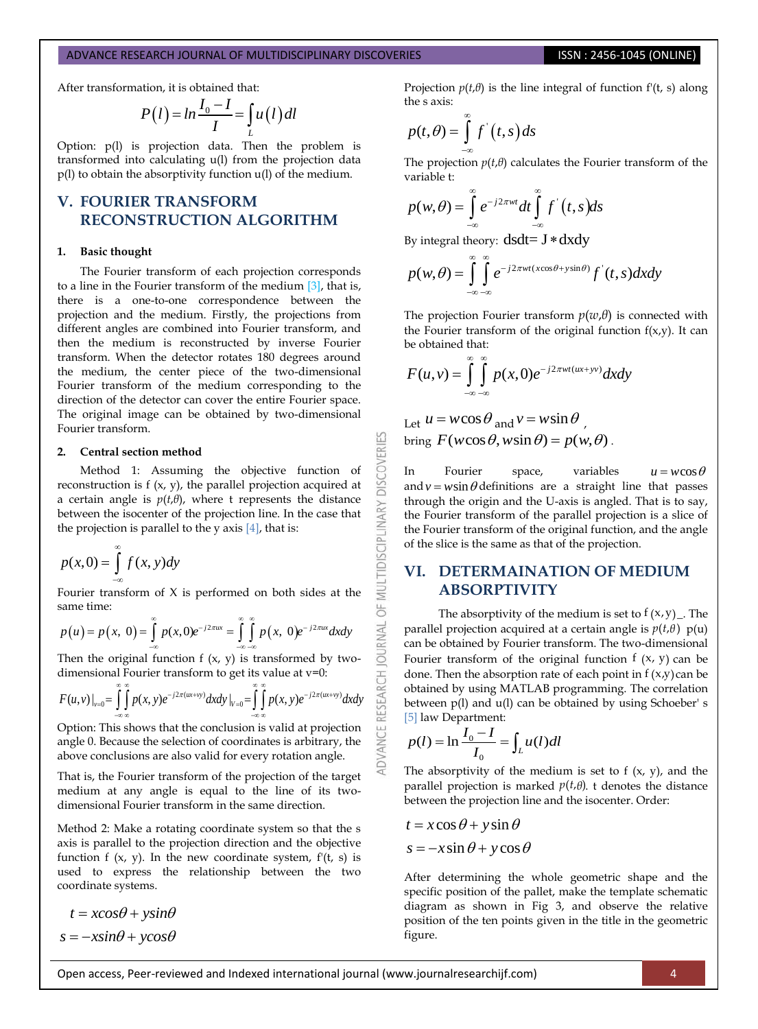After transformation, it is obtained that:

$$P(l) = ln\frac{I_0 - I}{I} = \int_L u(l)dl$$

Option: p(l) is projection data. Then the problem is transformed into calculating u(l) from the projection data p(l) to obtain the absorptivity function u(l) of the medium.

## V. FOURIER TRANSFORM RECONSTRUCTION ALGORITHM

### 1. Basic thought

The Fourier transform of each projection corresponds to a line in the Fourier transform of the medium [3], that is, there is a one-to-one correspondence between the projection and the medium. Firstly, the projections from different angles are combined into Fourier transform, and then the medium is reconstructed by inverse Fourier transform. When the detector rotates 180 degrees around the medium, the center piece of the two-dimensional Fourier transform of the medium corresponding to the direction of the detector can cover the entire Fourier space. The original image can be obtained by two-dimensional Fourier transform.

### 2. Central section method

Method 1: Assuming the objective function of reconstruction is f (x, y), the parallel projection acquired at a certain angle is $p(t,\theta)$, where t represents the distance between the isocenter of the projection line. In the case that the projection is parallel to the y axis [4], that is:

$$p(x,0) = \int_{-\infty}^{\infty} f(x,y)dy$$

Fourier transform of X is performed on both sides at the same time:

$$p(u) = p(x,\ 0) = \int_{-\infty}^{\infty} p(x,0)e^{-j2\pi ux} = \int_{-\infty}^{\infty}\int_{-\infty}^{\infty} p(x,\ 0)e^{-j2\pi ux}dxdy$$

Then the original function f (x, y) is transformed by two-dimensional Fourier transform to get its value at v=0:

$$F(u,v)|_{v=0} = \int_{-\infty}^{\infty}\int_{-\infty}^{\infty} p(x,y)e^{-j2\pi(ux+vy)}dxdy|_{V=0} = \int_{-\infty}^{\infty}\int_{-\infty}^{\infty} p(x,y)e^{-j2\pi(ux+vy)}dxdy$$

Option: This shows that the conclusion is valid at projection angle 0. Because the selection of coordinates is arbitrary, the above conclusions are also valid for every rotation angle.

That is, the Fourier transform of the projection of the target medium at any angle is equal to the line of its two-dimensional Fourier transform in the same direction.

Method 2: Make a rotating coordinate system so that the s axis is parallel to the projection direction and the objective function f (x, y). In the new coordinate system, f'(t, s) is used to express the relationship between the two coordinate systems.

$$t = xcos\theta + ysin\theta$$
$$s = -xsin\theta + ycos\theta$$

Projection $p(t,\theta)$ is the line integral of function f'(t, s) along the s axis:

$$p(t,\theta) = \int_{-\infty}^{\infty} f^{'}(t,s)ds$$

The projection $p(t,\theta)$ calculates the Fourier transform of the variable t:

$$p(w,\theta) = \int_{-\infty}^{\infty} e^{-j2\pi wt}dt\int_{-\infty}^{\infty} f^{'}(t,s)ds$$

By integral theory: dsdt= J ∗ dxdy

$$p(w,\theta) = \int_{-\infty}^{\infty}\int_{-\infty}^{\infty} e^{-j2\pi wt(x\cos\theta + y\sin\theta)} f^{'}(t,s)dxdy$$

The projection Fourier transform $p(w,\theta)$ is connected with the Fourier transform of the original function f(x,y). It can be obtained that:

$$F(u,v) = \int_{-\infty}^{\infty}\int_{-\infty}^{\infty} p(x,0)e^{-j2\pi wt(ux+yv)}dxdy$$

Let $u = w\cos\theta$ and $v = w\sin\theta$ , bring $F(w\cos\theta, w\sin\theta) = p(w,\theta)$ .

In Fourier space, variables $u = w\cos\theta$ and $v = w\sin\theta$ definitions are a straight line that passes through the origin and the U-axis is angled. That is to say, the Fourier transform of the parallel projection is a slice of the Fourier transform of the original function, and the angle of the slice is the same as that of the projection.

## VI. DETERMAINATION OF MEDIUM ABSORPTIVITY

The absorptivity of the medium is set to f (x, y)_. The parallel projection acquired at a certain angle is $p(t,\theta)$ p(u) can be obtained by Fourier transform. The two-dimensional Fourier transform of the original function f (x, y) can be done. Then the absorption rate of each point in f (x,y) can be obtained by using MATLAB programming. The correlation between p(l) and u(l) can be obtained by using Schoeber' s [5] law Department:

$$p(l) = \ln\frac{I_0 - I}{I_0} = \int_L u(l)dl$$

The absorptivity of the medium is set to f (x, y), and the parallel projection is marked $p(t,\theta)$. t denotes the distance between the projection line and the isocenter. Order:

$$t = x\cos\theta + y\sin\theta$$
$$s = -x\sin\theta + y\cos\theta$$

After determining the whole geometric shape and the specific position of the pallet, make the template schematic diagram as shown in Fig 3, and observe the relative position of the ten points given in the title in the geometric figure.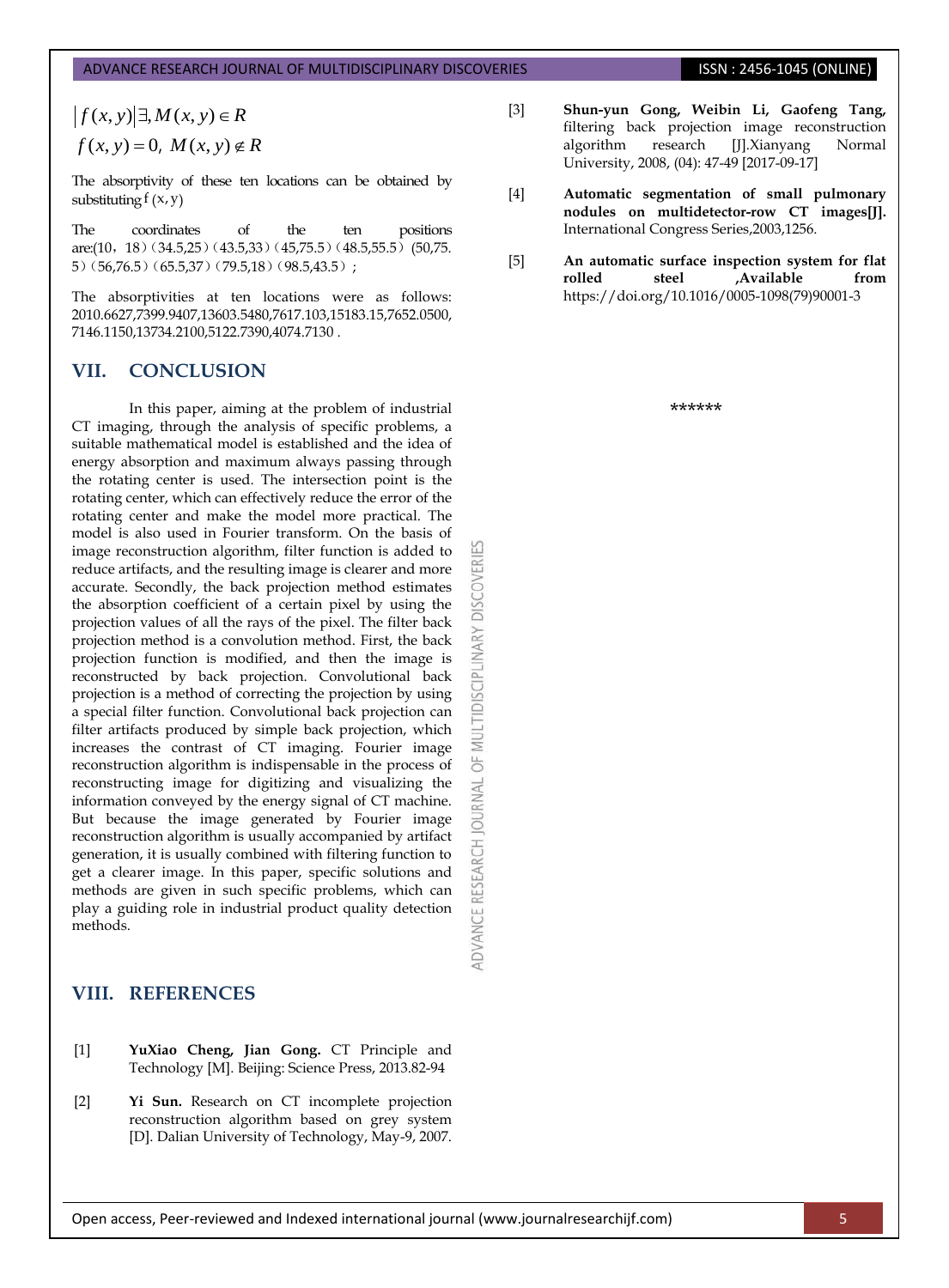$$\left| f(x,y) \right| \exists, M(x,y) \in R$$

$$f(x,y) = 0,\ M(x,y) \notin R$$

The absorptivity of these ten locations can be obtained by substituting f (x, y)

The coordinates of the ten positions are:(10，18)（34.5,25）(43.5,33)（45,75.5）(48.5,55.5）(50,75.5）(56,76.5）(65.5,37）(79.5,18）(98.5,43.5）;

The absorptivities at ten locations were as follows: 2010.6627,7399.9407,13603.5480,7617.103,15183.15,7652.0500, 7146.1150,13734.2100,5122.7390,4074.7130 .

## VII. CONCLUSION

In this paper, aiming at the problem of industrial CT imaging, through the analysis of specific problems, a suitable mathematical model is established and the idea of energy absorption and maximum always passing through the rotating center is used. The intersection point is the rotating center, which can effectively reduce the error of the rotating center and make the model more practical. The model is also used in Fourier transform. On the basis of image reconstruction algorithm, filter function is added to reduce artifacts, and the resulting image is clearer and more accurate. Secondly, the back projection method estimates the absorption coefficient of a certain pixel by using the projection values of all the rays of the pixel. The filter back projection method is a convolution method. First, the back projection function is modified, and then the image is reconstructed by back projection. Convolutional back projection is a method of correcting the projection by using a special filter function. Convolutional back projection can filter artifacts produced by simple back projection, which increases the contrast of CT imaging. Fourier image reconstruction algorithm is indispensable in the process of reconstructing image for digitizing and visualizing the information conveyed by the energy signal of CT machine. But because the image generated by Fourier image reconstruction algorithm is usually accompanied by artifact generation, it is usually combined with filtering function to get a clearer image. In this paper, specific solutions and methods are given in such specific problems, which can play a guiding role in industrial product quality detection methods.

## VIII. REFERENCES

[1] **YuXiao Cheng, Jian Gong.** CT Principle and Technology [M]. Beijing: Science Press, 2013.82-94

[2] **Yi Sun.** Research on CT incomplete projection reconstruction algorithm based on grey system [D]. Dalian University of Technology, May-9, 2007.

[3] **Shun-yun Gong, Weibin Li, Gaofeng Tang,** filtering back projection image reconstruction algorithm research [J].Xianyang Normal University, 2008, (04): 47-49 [2017-09-17]

[4] **Automatic segmentation of small pulmonary nodules on multidetector-row CT images[J].** International Congress Series,2003,1256.

[5] **An automatic surface inspection system for flat rolled steel ,Available from** https://doi.org/10.1016/0005-1098(79)90001-3

******